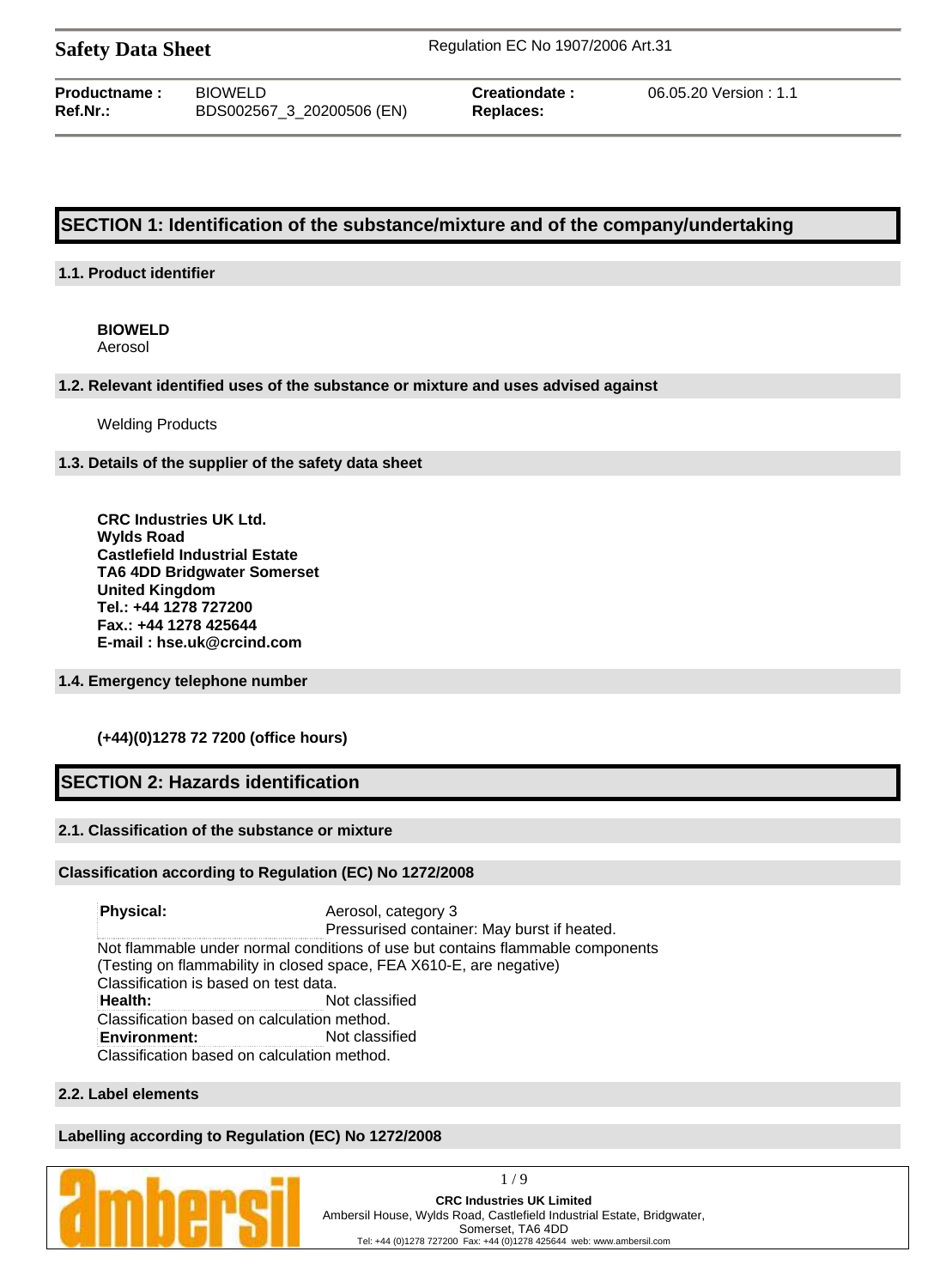# Safety Data Sheet

Regulation EC No 1907/2006 Art.31

| | | | |
|---|---|---|---|
| **Productname :** | BIOWELD | **Creationdate :** | 06.05.20 Version : 1.1 |
| **Ref.Nr.:** | BDS002567_3_20200506 (EN) | **Replaces:** | |

## SECTION 1: Identification of the substance/mixture and of the company/undertaking

### 1.1. Product identifier

**BIOWELD**
Aerosol

### 1.2. Relevant identified uses of the substance or mixture and uses advised against

Welding Products

### 1.3. Details of the supplier of the safety data sheet

**CRC Industries UK Ltd.**
**Wylds Road**
**Castlefield Industrial Estate**
**TA6 4DD Bridgwater Somerset**
**United Kingdom**
**Tel.: +44 1278 727200**
**Fax.: +44 1278 425644**
**E-mail : hse.uk@crcind.com**

### 1.4. Emergency telephone number

**(+44)(0)1278 72 7200 (office hours)**

## SECTION 2: Hazards identification

### 2.1. Classification of the substance or mixture

**Classification according to Regulation (EC) No 1272/2008**

**Physical:** Aerosol, category 3
Pressurised container: May burst if heated.
Not flammable under normal conditions of use but contains flammable components
(Testing on flammability in closed space, FEA X610-E, are negative)
Classification is based on test data.

**Health:** Not classified
Classification based on calculation method.

**Environment:** Not classified
Classification based on calculation method.

### 2.2. Label elements

**Labelling according to Regulation (EC) No 1272/2008**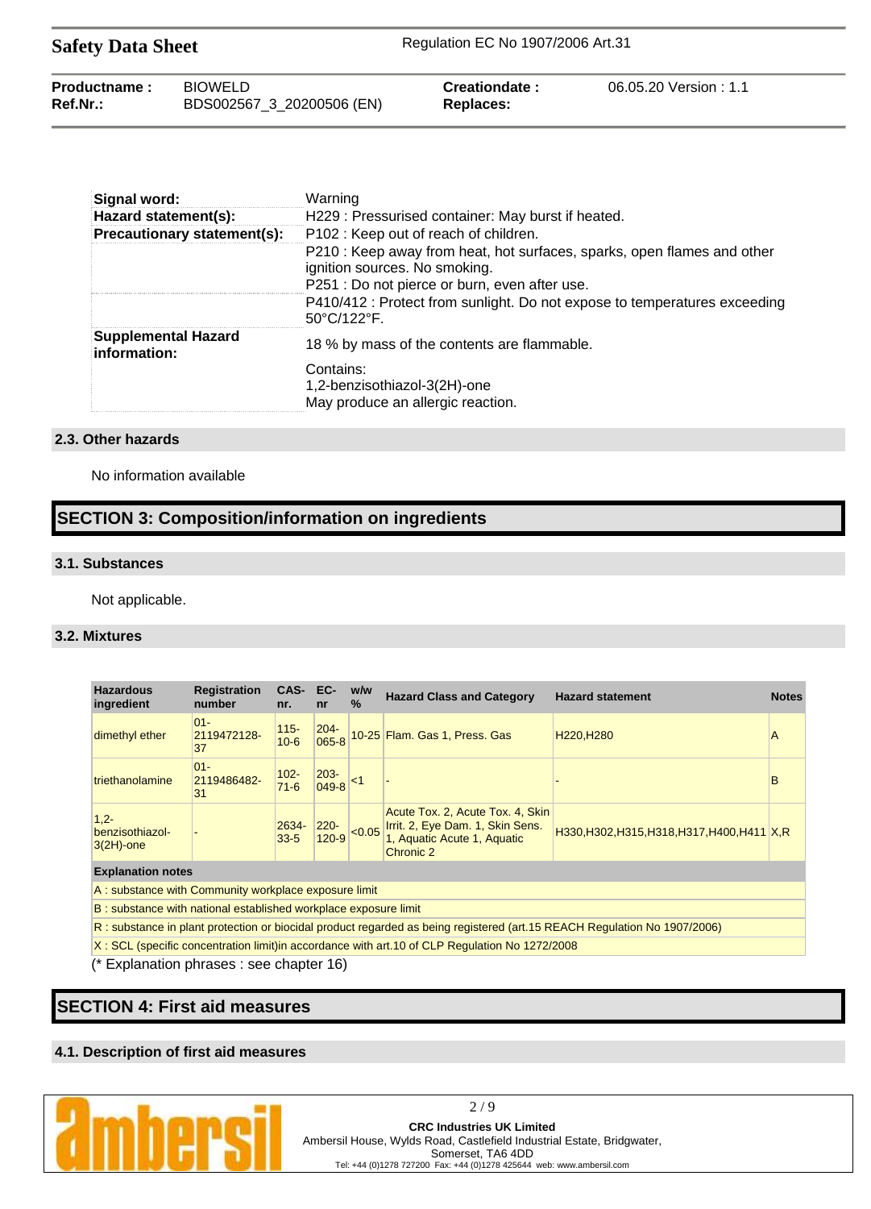| | |
|---|---|
| **Signal word:** | Warning |
| **Hazard statement(s):** | H229 : Pressurised container: May burst if heated. |
| **Precautionary statement(s):** | P102 : Keep out of reach of children. |
| | P210 : Keep away from heat, hot surfaces, sparks, open flames and other ignition sources. No smoking. P251 : Do not pierce or burn, even after use. |
| | P410/412 : Protect from sunlight. Do not expose to temperatures exceeding 50°C/122°F. |
| **Supplemental Hazard information:** | 18 % by mass of the contents are flammable. Contains: 1,2-benzisothiazol-3(2H)-one May produce an allergic reaction. |

### 2.3. Other hazards

No information available

## SECTION 3: Composition/information on ingredients

### 3.1. Substances

Not applicable.

### 3.2. Mixtures

| Hazardous ingredient | Registration number | CAS-nr. | EC-nr | w/w % | Hazard Class and Category | Hazard statement | Notes |
|---|---|---|---|---|---|---|---|
| dimethyl ether | 01-2119472128-37 | 115-10-6 | 204-065-8 | 10-25 | Flam. Gas 1, Press. Gas | H220,H280 | A |
| triethanolamine | 01-2119486482-31 | 102-71-6 | 203-049-8 | <1 | - | - | B |
| 1,2-benzisothiazol-3(2H)-one | - | 2634-33-5 | 220-120-9 | <0.05 | Acute Tox. 2, Acute Tox. 4, Skin Irrit. 2, Eye Dam. 1, Skin Sens. 1, Aquatic Acute 1, Aquatic Chronic 2 | H330,H302,H315,H318,H317,H400,H411 | X,R |

**Explanation notes**

A : substance with Community workplace exposure limit

B : substance with national established workplace exposure limit

R : substance in plant protection or biocidal product regarded as being registered (art.15 REACH Regulation No 1907/2006)

X : SCL (specific concentration limit)in accordance with art.10 of CLP Regulation No 1272/2008

(* Explanation phrases : see chapter 16)

## SECTION 4: First aid measures

### 4.1. Description of first aid measures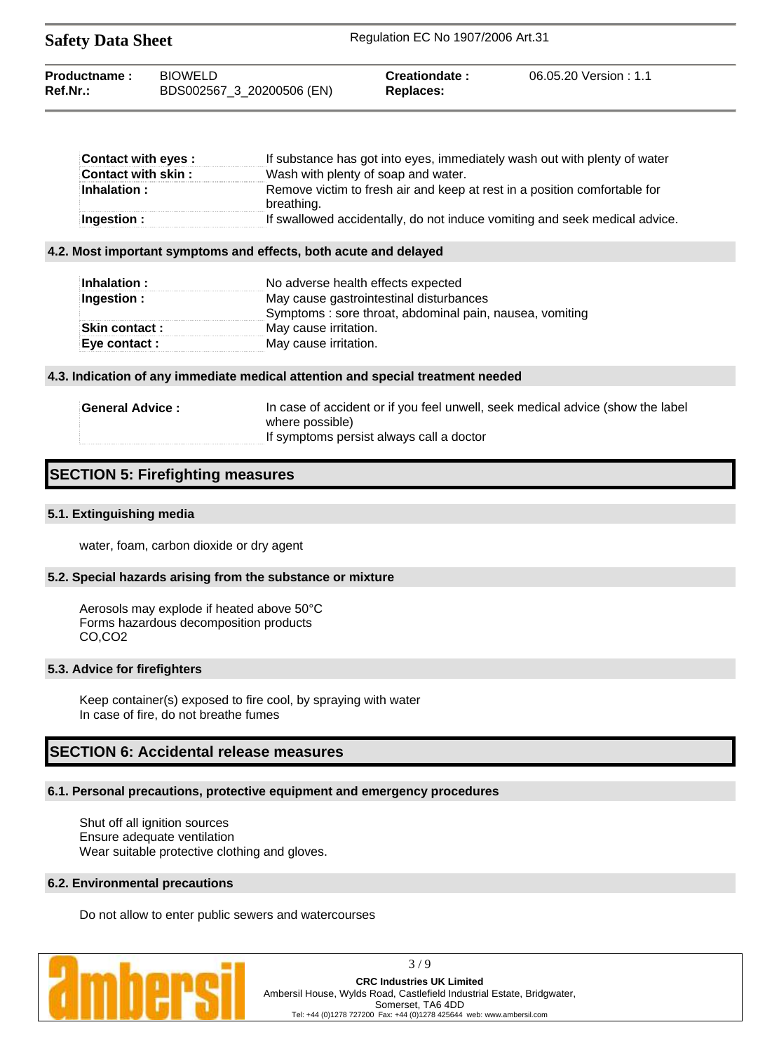| | |
|---|---|
| **Contact with eyes :** | If substance has got into eyes, immediately wash out with plenty of water |
| **Contact with skin :** | Wash with plenty of soap and water. |
| **Inhalation :** | Remove victim to fresh air and keep at rest in a position comfortable for breathing. |
| **Ingestion :** | If swallowed accidentally, do not induce vomiting and seek medical advice. |

### 4.2. Most important symptoms and effects, both acute and delayed

| | |
|---|---|
| **Inhalation :** | No adverse health effects expected |
| **Ingestion :** | May cause gastrointestinal disturbances<br>Symptoms : sore throat, abdominal pain, nausea, vomiting |
| **Skin contact :** | May cause irritation. |
| **Eye contact :** | May cause irritation. |

### 4.3. Indication of any immediate medical attention and special treatment needed

| | |
|---|---|
| **General Advice :** | In case of accident or if you feel unwell, seek medical advice (show the label where possible)<br>If symptoms persist always call a doctor |

## SECTION 5: Firefighting measures

### 5.1. Extinguishing media

water, foam, carbon dioxide or dry agent

### 5.2. Special hazards arising from the substance or mixture

Aerosols may explode if heated above 50°C
Forms hazardous decomposition products
$CO$,$CO_2$

### 5.3. Advice for firefighters

Keep container(s) exposed to fire cool, by spraying with water
In case of fire, do not breathe fumes

## SECTION 6: Accidental release measures

### 6.1. Personal precautions, protective equipment and emergency procedures

Shut off all ignition sources
Ensure adequate ventilation
Wear suitable protective clothing and gloves.

### 6.2. Environmental precautions

Do not allow to enter public sewers and watercourses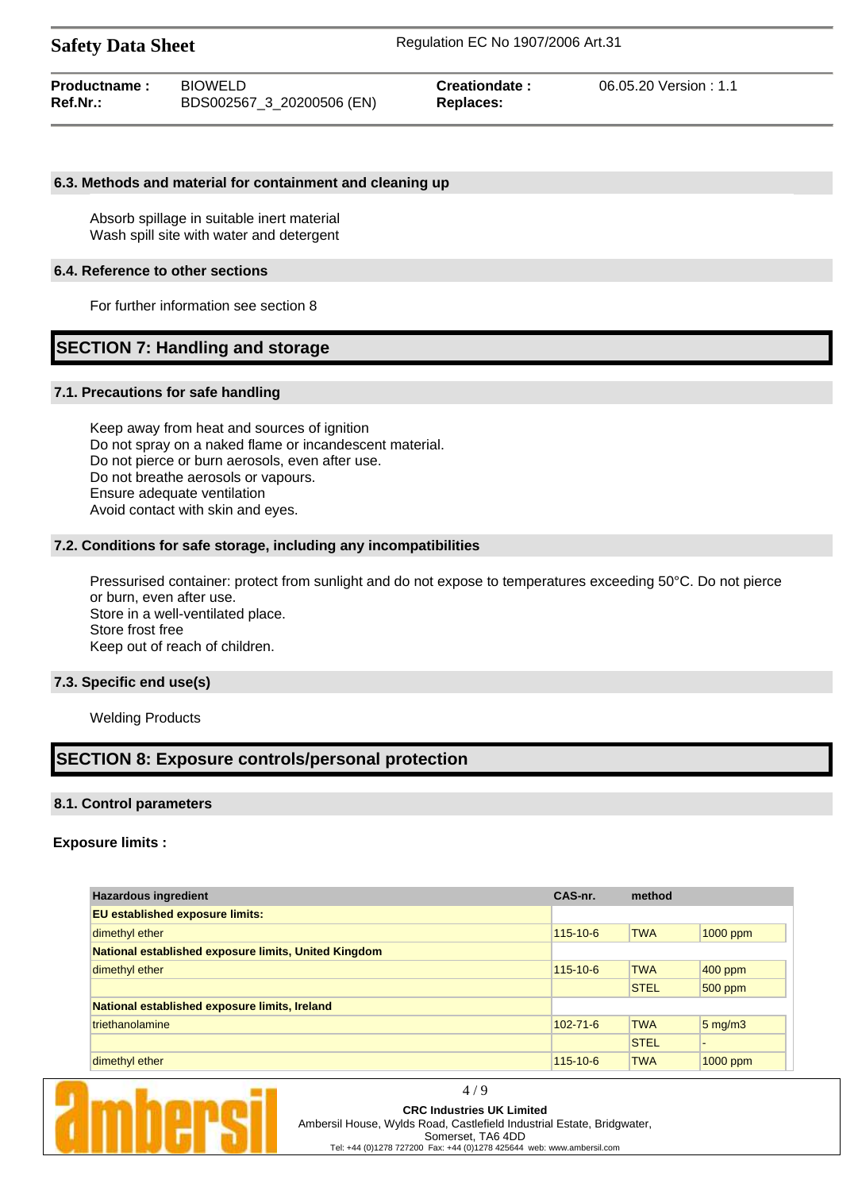### 6.3. Methods and material for containment and cleaning up

Absorb spillage in suitable inert material
Wash spill site with water and detergent

### 6.4. Reference to other sections

For further information see section 8

## SECTION 7: Handling and storage

### 7.1. Precautions for safe handling

Keep away from heat and sources of ignition
Do not spray on a naked flame or incandescent material.
Do not pierce or burn aerosols, even after use.
Do not breathe aerosols or vapours.
Ensure adequate ventilation
Avoid contact with skin and eyes.

### 7.2. Conditions for safe storage, including any incompatibilities

Pressurised container: protect from sunlight and do not expose to temperatures exceeding 50°C. Do not pierce or burn, even after use.
Store in a well-ventilated place.
Store frost free
Keep out of reach of children.

### 7.3. Specific end use(s)

Welding Products

## SECTION 8: Exposure controls/personal protection

### 8.1. Control parameters

**Exposure limits :**

| Hazardous ingredient | CAS-nr. | method | |
|---|---|---|---|
| **EU established exposure limits:** | | | |
| dimethyl ether | 115-10-6 | TWA | 1000 ppm |
| **National established exposure limits, United Kingdom** | | | |
| dimethyl ether | 115-10-6 | TWA | 400 ppm |
| | | STEL | 500 ppm |
| **National established exposure limits, Ireland** | | | |
| triethanolamine | 102-71-6 | TWA | 5 mg/m3 |
| | | STEL | - |
| dimethyl ether | 115-10-6 | TWA | 1000 ppm |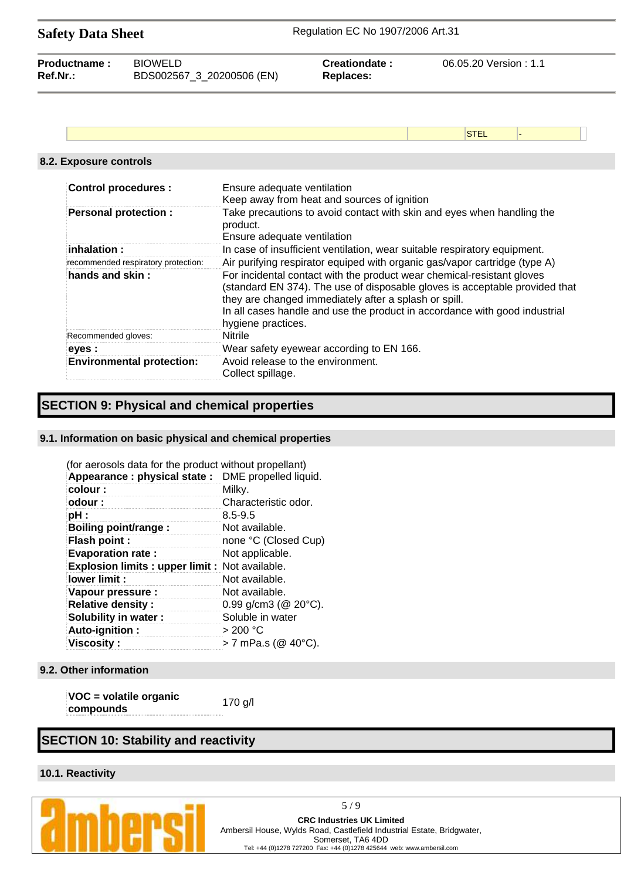| | | STEL | - |
|---|---|---|---|

### 8.2. Exposure controls

| | |
|---|---|
| **Control procedures :** | Ensure adequate ventilation<br>Keep away from heat and sources of ignition |
| **Personal protection :** | Take precautions to avoid contact with skin and eyes when handling the product.<br>Ensure adequate ventilation |
| **inhalation :** | In case of insufficient ventilation, wear suitable respiratory equipment. |
| recommended respiratory protection: | Air purifying respirator equiped with organic gas/vapor cartridge (type A) |
| **hands and skin :** | For incidental contact with the product wear chemical-resistant gloves (standard EN 374). The use of disposable gloves is acceptable provided that they are changed immediately after a splash or spill.<br>In all cases handle and use the product in accordance with good industrial hygiene practices. |
| Recommended gloves: | Nitrile |
| **eyes :** | Wear safety eyewear according to EN 166. |
| **Environmental protection:** | Avoid release to the environment.<br>Collect spillage. |

## SECTION 9: Physical and chemical properties

### 9.1. Information on basic physical and chemical properties

(for aerosols data for the product without propellant)

| | |
|---|---|
| **Appearance : physical state :** | DME propelled liquid. |
| **colour :** | Milky. |
| **odour :** | Characteristic odor. |
| **pH :** | 8.5-9.5 |
| **Boiling point/range :** | Not available. |
| **Flash point :** | none °C (Closed Cup) |
| **Evaporation rate :** | Not applicable. |
| **Explosion limits : upper limit :** | Not available. |
| **lower limit :** | Not available. |
| **Vapour pressure :** | Not available. |
| **Relative density :** | 0.99 g/cm3 (@ 20°C). |
| **Solubility in water :** | Soluble in water |
| **Auto-ignition :** | > 200 °C |
| **Viscosity :** | > 7 mPa.s (@ 40°C). |

### 9.2. Other information

| | |
|---|---|
| **VOC = volatile organic compounds** | 170 g/l |

## SECTION 10: Stability and reactivity

### 10.1. Reactivity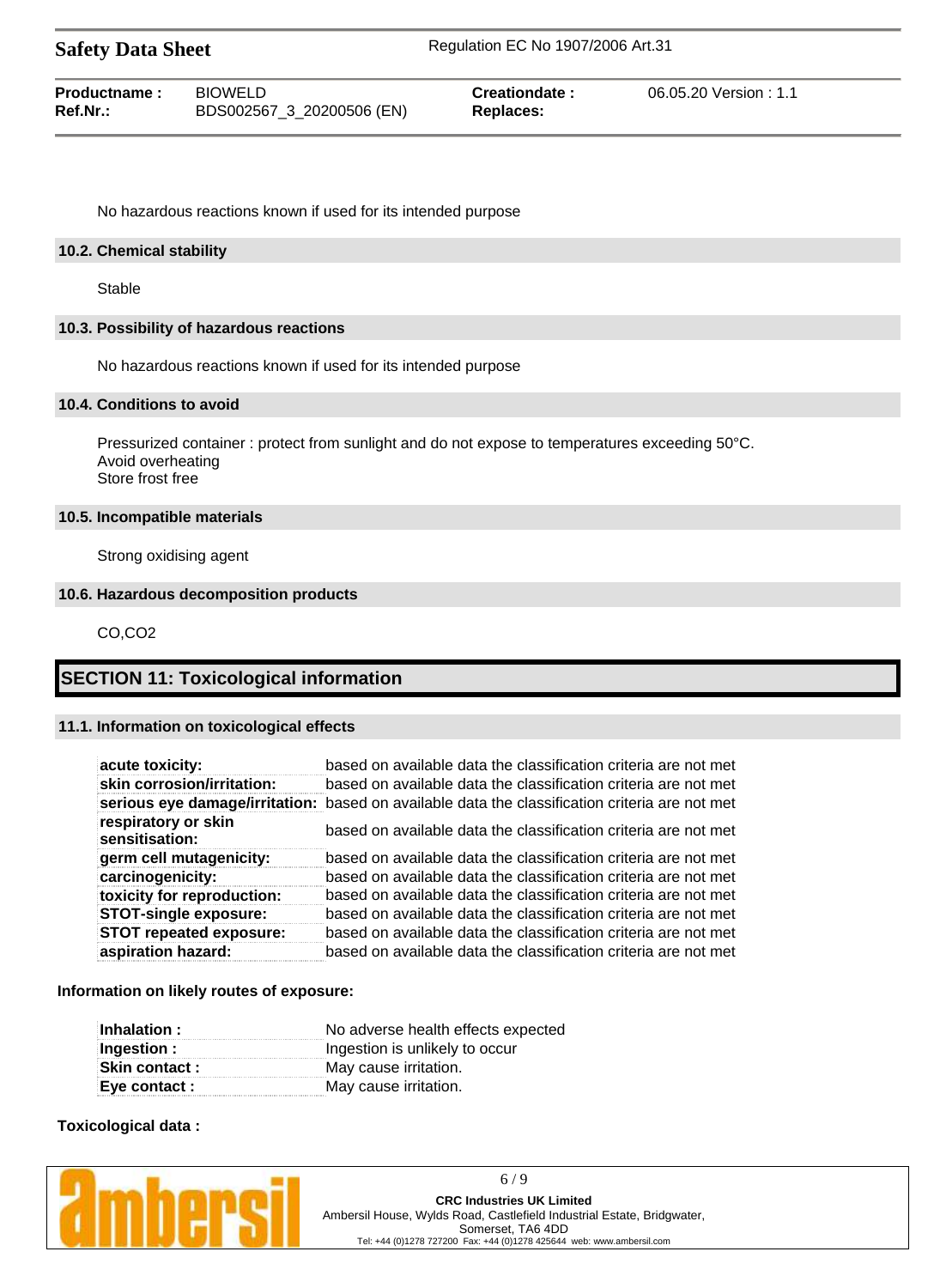No hazardous reactions known if used for its intended purpose

### 10.2. Chemical stability

Stable

### 10.3. Possibility of hazardous reactions

No hazardous reactions known if used for its intended purpose

### 10.4. Conditions to avoid

Pressurized container : protect from sunlight and do not expose to temperatures exceeding 50°C.
Avoid overheating
Store frost free

### 10.5. Incompatible materials

Strong oxidising agent

### 10.6. Hazardous decomposition products

$CO$,$CO_2$

## SECTION 11: Toxicological information

### 11.1. Information on toxicological effects

| | |
|---|---|
| **acute toxicity:** | based on available data the classification criteria are not met |
| **skin corrosion/irritation:** | based on available data the classification criteria are not met |
| **serious eye damage/irritation:** | based on available data the classification criteria are not met |
| **respiratory or skin sensitisation:** | based on available data the classification criteria are not met |
| **germ cell mutagenicity:** | based on available data the classification criteria are not met |
| **carcinogenicity:** | based on available data the classification criteria are not met |
| **toxicity for reproduction:** | based on available data the classification criteria are not met |
| **STOT-single exposure:** | based on available data the classification criteria are not met |
| **STOT repeated exposure:** | based on available data the classification criteria are not met |
| **aspiration hazard:** | based on available data the classification criteria are not met |

**Information on likely routes of exposure:**

| | |
|---|---|
| **Inhalation :** | No adverse health effects expected |
| **Ingestion :** | Ingestion is unlikely to occur |
| **Skin contact :** | May cause irritation. |
| **Eye contact :** | May cause irritation. |

**Toxicological data :**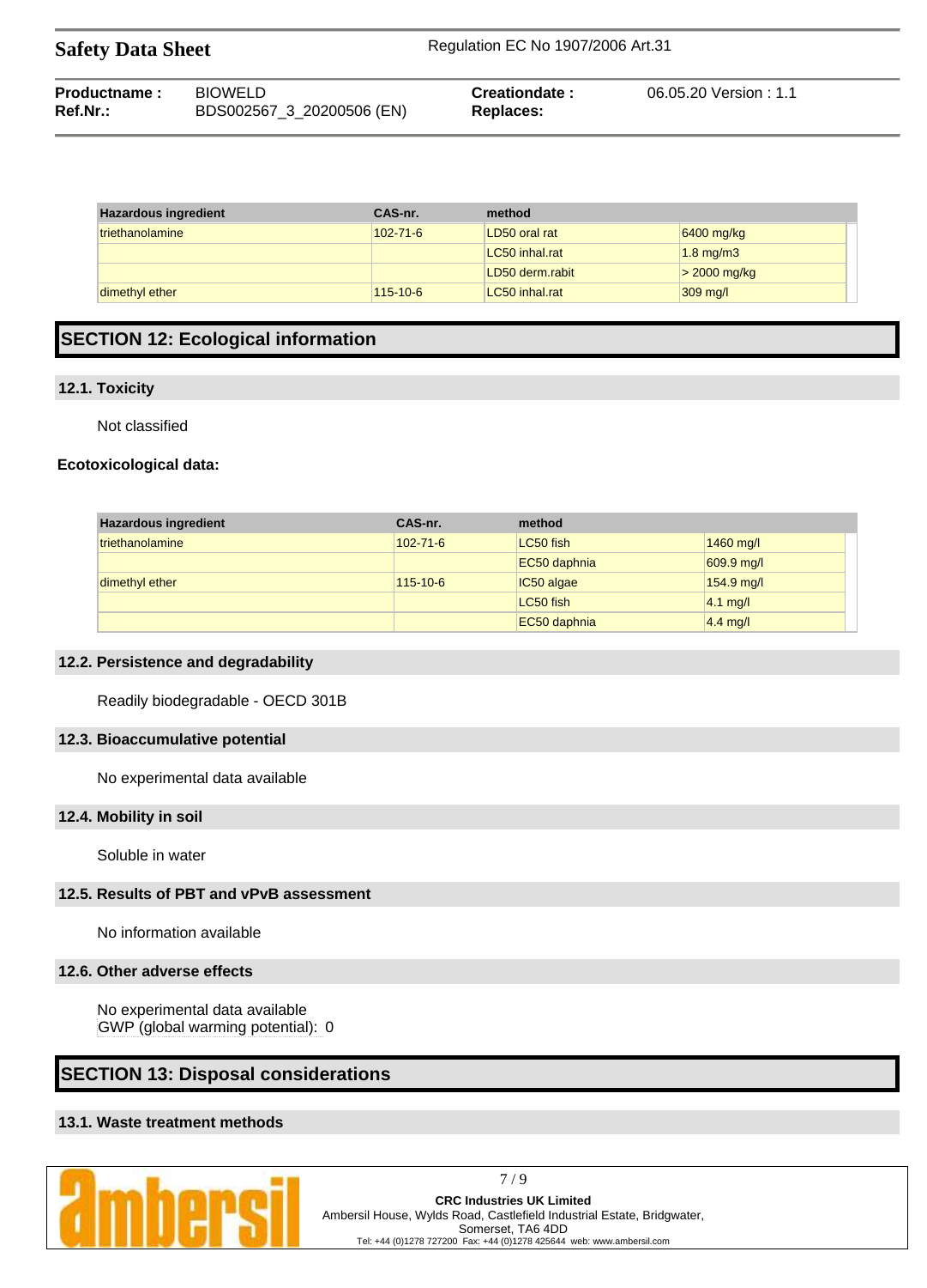| Hazardous ingredient | CAS-nr. | method | |
|---|---|---|---|
| triethanolamine | 102-71-6 | LD50 oral rat | 6400 mg/kg |
| | | LC50 inhal.rat | 1.8 mg/m3 |
| | | LD50 derm.rabit | > 2000 mg/kg |
| dimethyl ether | 115-10-6 | LC50 inhal.rat | 309 mg/l |

## SECTION 12: Ecological information

### 12.1. Toxicity

Not classified

**Ecotoxicological data:**

| Hazardous ingredient | CAS-nr. | method | |
|---|---|---|---|
| triethanolamine | 102-71-6 | LC50 fish | 1460 mg/l |
| | | EC50 daphnia | 609.9 mg/l |
| dimethyl ether | 115-10-6 | IC50 algae | 154.9 mg/l |
| | | LC50 fish | 4.1 mg/l |
| | | EC50 daphnia | 4.4 mg/l |

### 12.2. Persistence and degradability

Readily biodegradable - OECD 301B

### 12.3. Bioaccumulative potential

No experimental data available

### 12.4. Mobility in soil

Soluble in water

### 12.5. Results of PBT and vPvB assessment

No information available

### 12.6. Other adverse effects

No experimental data available
GWP (global warming potential): 0

## SECTION 13: Disposal considerations

### 13.1. Waste treatment methods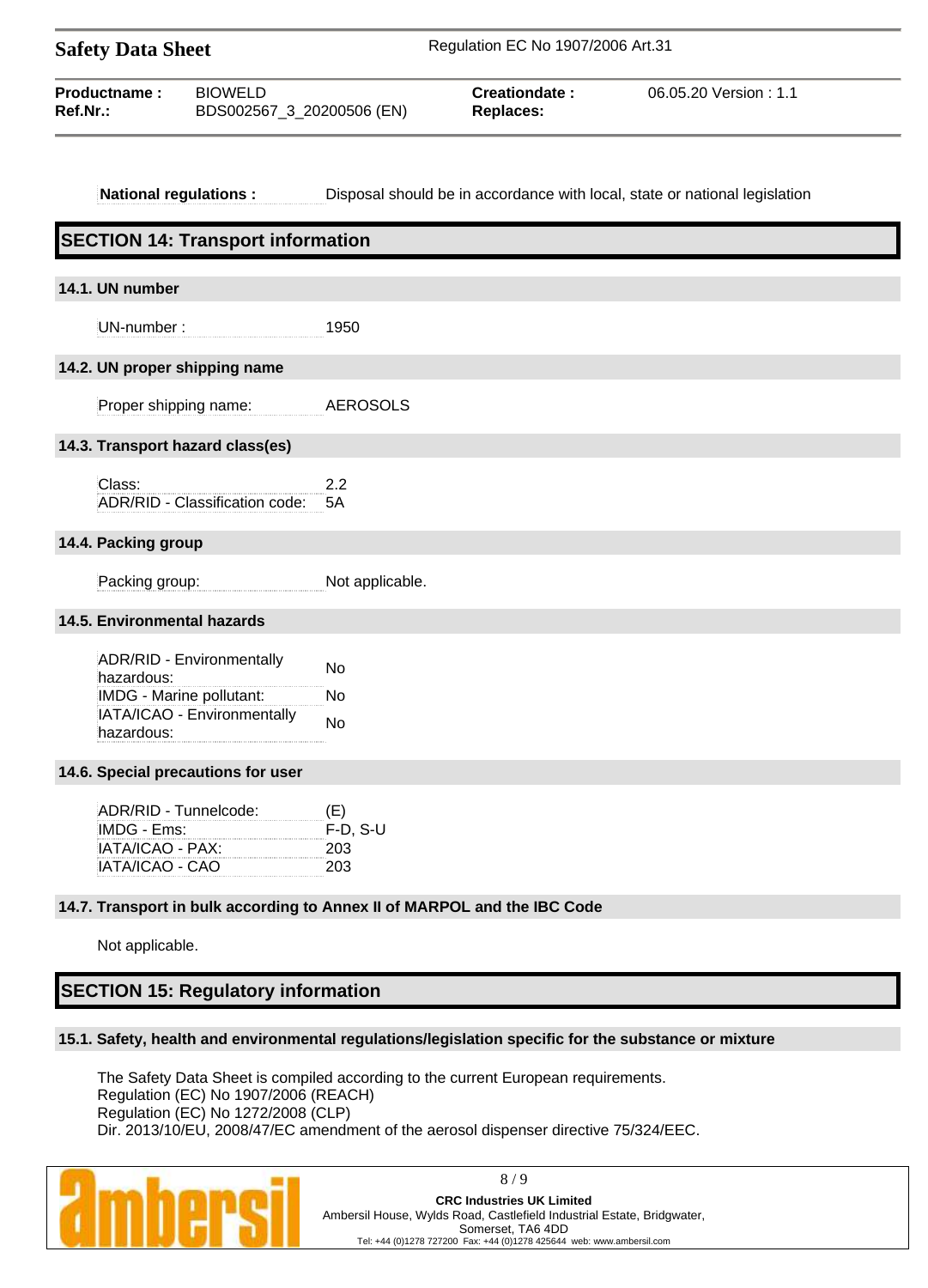| | |
|---|---|
| **National regulations :** | Disposal should be in accordance with local, state or national legislation |

## SECTION 14: Transport information

### 14.1. UN number

| | |
|---|---|
| UN-number : | 1950 |

### 14.2. UN proper shipping name

| | |
|---|---|
| Proper shipping name: | AEROSOLS |

### 14.3. Transport hazard class(es)

| | |
|---|---|
| Class: | 2.2 |
| ADR/RID - Classification code: | 5A |

### 14.4. Packing group

| | |
|---|---|
| Packing group: | Not applicable. |

### 14.5. Environmental hazards

| | |
|---|---|
| ADR/RID - Environmentally hazardous: | No |
| IMDG - Marine pollutant: | No |
| IATA/ICAO - Environmentally hazardous: | No |

### 14.6. Special precautions for user

| | |
|---|---|
| ADR/RID - Tunnelcode: | (E) |
| IMDG - Ems: | F-D, S-U |
| IATA/ICAO - PAX: | 203 |
| IATA/ICAO - CAO | 203 |

### 14.7. Transport in bulk according to Annex II of MARPOL and the IBC Code

Not applicable.

## SECTION 15: Regulatory information

### 15.1. Safety, health and environmental regulations/legislation specific for the substance or mixture

The Safety Data Sheet is compiled according to the current European requirements.
Regulation (EC) No 1907/2006 (REACH)
Regulation (EC) No 1272/2008 (CLP)
Dir. 2013/10/EU, 2008/47/EC amendment of the aerosol dispenser directive 75/324/EEC.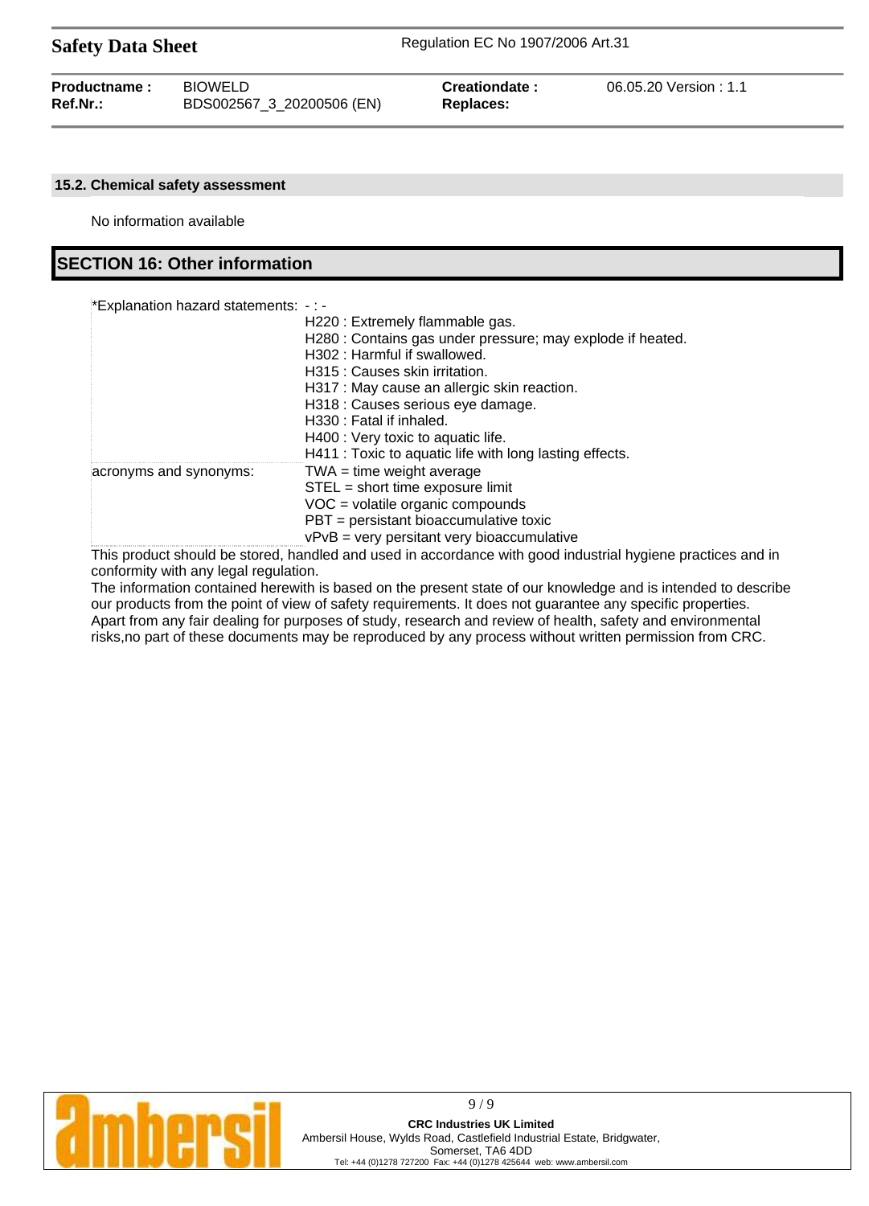### 15.2. Chemical safety assessment

No information available

## SECTION 16: Other information

| | |
|---|---|
| *Explanation hazard statements: | - : - |
| | H220 : Extremely flammable gas. |
| | H280 : Contains gas under pressure; may explode if heated. |
| | H302 : Harmful if swallowed. |
| | H315 : Causes skin irritation. |
| | H317 : May cause an allergic skin reaction. |
| | H318 : Causes serious eye damage. |
| | H330 : Fatal if inhaled. |
| | H400 : Very toxic to aquatic life. |
| | H411 : Toxic to aquatic life with long lasting effects. |
| acronyms and synonyms: | TWA = time weight average |
| | STEL = short time exposure limit |
| | VOC = volatile organic compounds |
| | PBT = persistant bioaccumulative toxic |
| | vPvB = very persitant very bioaccumulative |

This product should be stored, handled and used in accordance with good industrial hygiene practices and in conformity with any legal regulation.
The information contained herewith is based on the present state of our knowledge and is intended to describe our products from the point of view of safety requirements. It does not guarantee any specific properties.
Apart from any fair dealing for purposes of study, research and review of health, safety and environmental risks,no part of these documents may be reproduced by any process without written permission from CRC.